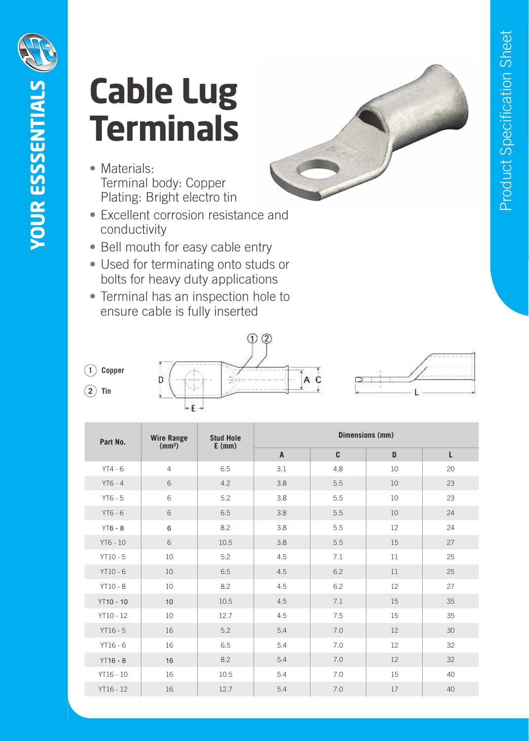# Cable Lug Terminals

- Materials:
  Terminal body: Copper
  Plating: Bright electro tin
- Excellent corrosion resistance and conductivity
- Bell mouth for easy cable entry
- Used for terminating onto studs or bolts for heavy duty applications
- Terminal has an inspection hole to ensure cable is fully inserted

① Copper

② Tin

| Part No. | Wire Range (mm²) | Stud Hole E (mm) | Dimensions (mm) | | | |
|---|---|---|---|---|---|---|
| | | | A | C | D | L |
| YT4 - 6 | 4 | 6.5 | 3.1 | 4.8 | 10 | 20 |
| YT6 - 4 | 6 | 4.2 | 3.8 | 5.5 | 10 | 23 |
| YT6 - 5 | 6 | 5.2 | 3.8 | 5.5 | 10 | 23 |
| YT6 - 6 | 6 | 6.5 | 3.8 | 5.5 | 10 | 24 |
| YT6 - 8 | 6 | 8.2 | 3.8 | 5.5 | 12 | 24 |
| YT6 - 10 | 6 | 10.5 | 3.8 | 5.5 | 15 | 27 |
| YT10 - 5 | 10 | 5.2 | 4.5 | 7.1 | 11 | 25 |
| YT10 - 6 | 10 | 6.5 | 4.5 | 6.2 | 11 | 25 |
| YT10 - 8 | 10 | 8.2 | 4.5 | 6.2 | 12 | 27 |
| YT10 - 10 | 10 | 10.5 | 4.5 | 7.1 | 15 | 35 |
| YT10 - 12 | 10 | 12.7 | 4.5 | 7.5 | 15 | 35 |
| YT16 - 5 | 16 | 5.2 | 5.4 | 7.0 | 12 | 30 |
| YT16 - 6 | 16 | 6.5 | 5.4 | 7.0 | 12 | 32 |
| YT16 - 8 | 16 | 8.2 | 5.4 | 7.0 | 12 | 32 |
| YT16 - 10 | 16 | 10.5 | 5.4 | 7.0 | 15 | 40 |
| YT16 - 12 | 16 | 12.7 | 5.4 | 7.0 | 17 | 40 |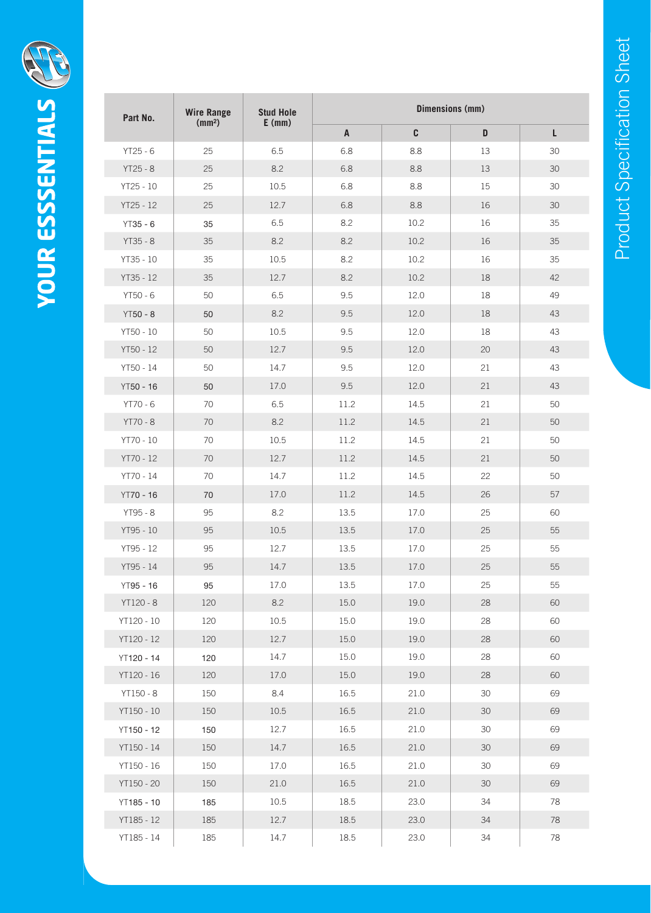| Part No. | Wire Range (mm²) | Stud Hole E (mm) | Dimensions (mm) | | | |
|---|---|---|---|---|---|---|
| | | | A | C | D | L |
| YT25 - 6 | 25 | 6.5 | 6.8 | 8.8 | 13 | 30 |
| YT25 - 8 | 25 | 8.2 | 6.8 | 8.8 | 13 | 30 |
| YT25 - 10 | 25 | 10.5 | 6.8 | 8.8 | 15 | 30 |
| YT25 - 12 | 25 | 12.7 | 6.8 | 8.8 | 16 | 30 |
| YT35 - 6 | 35 | 6.5 | 8.2 | 10.2 | 16 | 35 |
| YT35 - 8 | 35 | 8.2 | 8.2 | 10.2 | 16 | 35 |
| YT35 - 10 | 35 | 10.5 | 8.2 | 10.2 | 16 | 35 |
| YT35 - 12 | 35 | 12.7 | 8.2 | 10.2 | 18 | 42 |
| YT50 - 6 | 50 | 6.5 | 9.5 | 12.0 | 18 | 49 |
| YT50 - 8 | 50 | 8.2 | 9.5 | 12.0 | 18 | 43 |
| YT50 - 10 | 50 | 10.5 | 9.5 | 12.0 | 18 | 43 |
| YT50 - 12 | 50 | 12.7 | 9.5 | 12.0 | 20 | 43 |
| YT50 - 14 | 50 | 14.7 | 9.5 | 12.0 | 21 | 43 |
| YT50 - 16 | 50 | 17.0 | 9.5 | 12.0 | 21 | 43 |
| YT70 - 6 | 70 | 6.5 | 11.2 | 14.5 | 21 | 50 |
| YT70 - 8 | 70 | 8.2 | 11.2 | 14.5 | 21 | 50 |
| YT70 - 10 | 70 | 10.5 | 11.2 | 14.5 | 21 | 50 |
| YT70 - 12 | 70 | 12.7 | 11.2 | 14.5 | 21 | 50 |
| YT70 - 14 | 70 | 14.7 | 11.2 | 14.5 | 22 | 50 |
| YT70 - 16 | 70 | 17.0 | 11.2 | 14.5 | 26 | 57 |
| YT95 - 8 | 95 | 8.2 | 13.5 | 17.0 | 25 | 60 |
| YT95 - 10 | 95 | 10.5 | 13.5 | 17.0 | 25 | 55 |
| YT95 - 12 | 95 | 12.7 | 13.5 | 17.0 | 25 | 55 |
| YT95 - 14 | 95 | 14.7 | 13.5 | 17.0 | 25 | 55 |
| YT95 - 16 | 95 | 17.0 | 13.5 | 17.0 | 25 | 55 |
| YT120 - 8 | 120 | 8.2 | 15.0 | 19.0 | 28 | 60 |
| YT120 - 10 | 120 | 10.5 | 15.0 | 19.0 | 28 | 60 |
| YT120 - 12 | 120 | 12.7 | 15.0 | 19.0 | 28 | 60 |
| YT120 - 14 | 120 | 14.7 | 15.0 | 19.0 | 28 | 60 |
| YT120 - 16 | 120 | 17.0 | 15.0 | 19.0 | 28 | 60 |
| YT150 - 8 | 150 | 8.4 | 16.5 | 21.0 | 30 | 69 |
| YT150 - 10 | 150 | 10.5 | 16.5 | 21.0 | 30 | 69 |
| YT150 - 12 | 150 | 12.7 | 16.5 | 21.0 | 30 | 69 |
| YT150 - 14 | 150 | 14.7 | 16.5 | 21.0 | 30 | 69 |
| YT150 - 16 | 150 | 17.0 | 16.5 | 21.0 | 30 | 69 |
| YT150 - 20 | 150 | 21.0 | 16.5 | 21.0 | 30 | 69 |
| YT185 - 10 | 185 | 10.5 | 18.5 | 23.0 | 34 | 78 |
| YT185 - 12 | 185 | 12.7 | 18.5 | 23.0 | 34 | 78 |
| YT185 - 14 | 185 | 14.7 | 18.5 | 23.0 | 34 | 78 |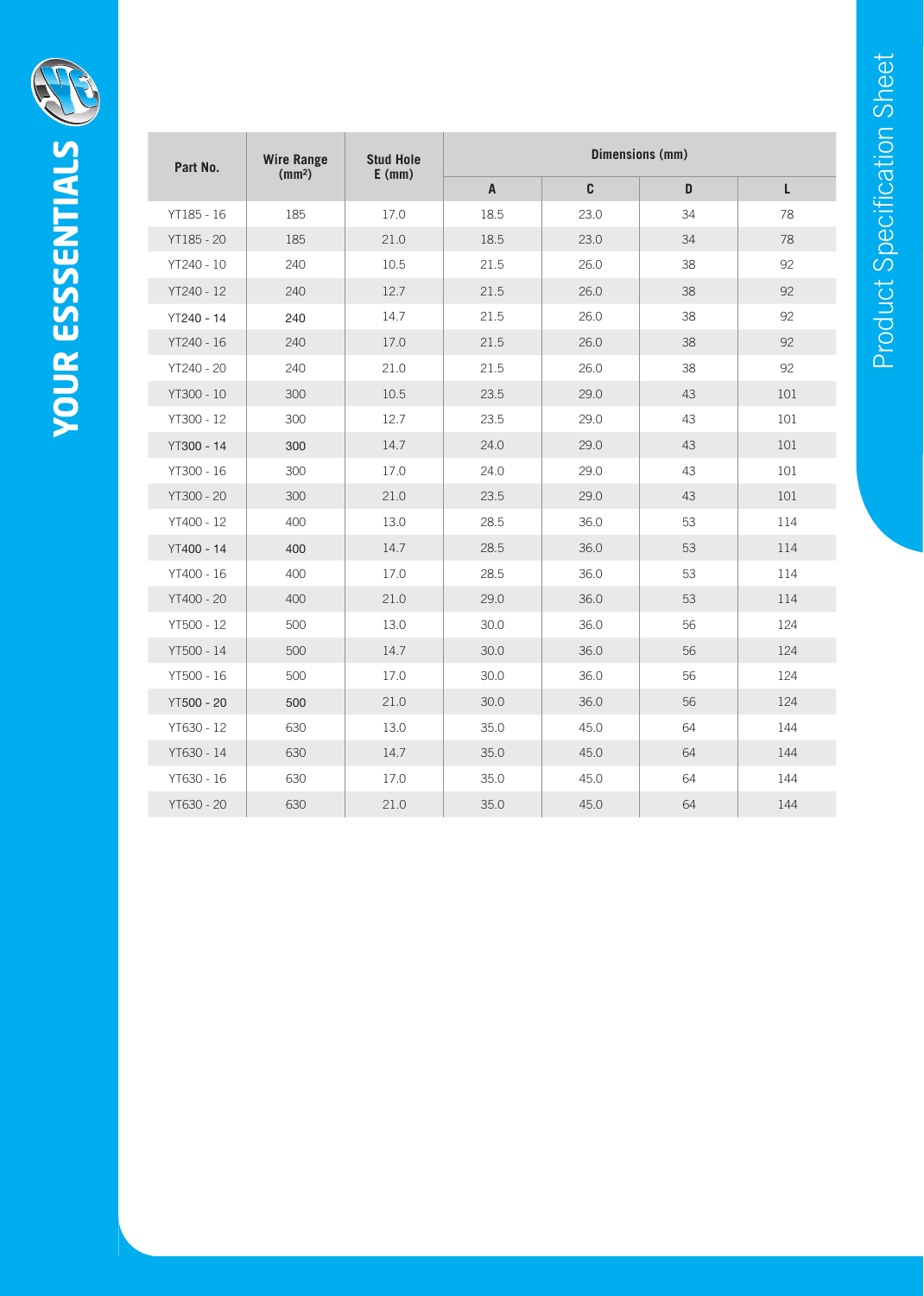| Part No. | Wire Range (mm²) | Stud Hole E (mm) | Dimensions (mm) | | | |
|---|---|---|---|---|---|---|
| | | | A | C | D | L |
| YT185 - 16 | 185 | 17.0 | 18.5 | 23.0 | 34 | 78 |
| YT185 - 20 | 185 | 21.0 | 18.5 | 23.0 | 34 | 78 |
| YT240 - 10 | 240 | 10.5 | 21.5 | 26.0 | 38 | 92 |
| YT240 - 12 | 240 | 12.7 | 21.5 | 26.0 | 38 | 92 |
| YT240 - 14 | 240 | 14.7 | 21.5 | 26.0 | 38 | 92 |
| YT240 - 16 | 240 | 17.0 | 21.5 | 26.0 | 38 | 92 |
| YT240 - 20 | 240 | 21.0 | 21.5 | 26.0 | 38 | 92 |
| YT300 - 10 | 300 | 10.5 | 23.5 | 29.0 | 43 | 101 |
| YT300 - 12 | 300 | 12.7 | 23.5 | 29.0 | 43 | 101 |
| YT300 - 14 | 300 | 14.7 | 24.0 | 29.0 | 43 | 101 |
| YT300 - 16 | 300 | 17.0 | 24.0 | 29.0 | 43 | 101 |
| YT300 - 20 | 300 | 21.0 | 23.5 | 29.0 | 43 | 101 |
| YT400 - 12 | 400 | 13.0 | 28.5 | 36.0 | 53 | 114 |
| YT400 - 14 | 400 | 14.7 | 28.5 | 36.0 | 53 | 114 |
| YT400 - 16 | 400 | 17.0 | 28.5 | 36.0 | 53 | 114 |
| YT400 - 20 | 400 | 21.0 | 29.0 | 36.0 | 53 | 114 |
| YT500 - 12 | 500 | 13.0 | 30.0 | 36.0 | 56 | 124 |
| YT500 - 14 | 500 | 14.7 | 30.0 | 36.0 | 56 | 124 |
| YT500 - 16 | 500 | 17.0 | 30.0 | 36.0 | 56 | 124 |
| YT500 - 20 | 500 | 21.0 | 30.0 | 36.0 | 56 | 124 |
| YT630 - 12 | 630 | 13.0 | 35.0 | 45.0 | 64 | 144 |
| YT630 - 14 | 630 | 14.7 | 35.0 | 45.0 | 64 | 144 |
| YT630 - 16 | 630 | 17.0 | 35.0 | 45.0 | 64 | 144 |
| YT630 - 20 | 630 | 21.0 | 35.0 | 45.0 | 64 | 144 |